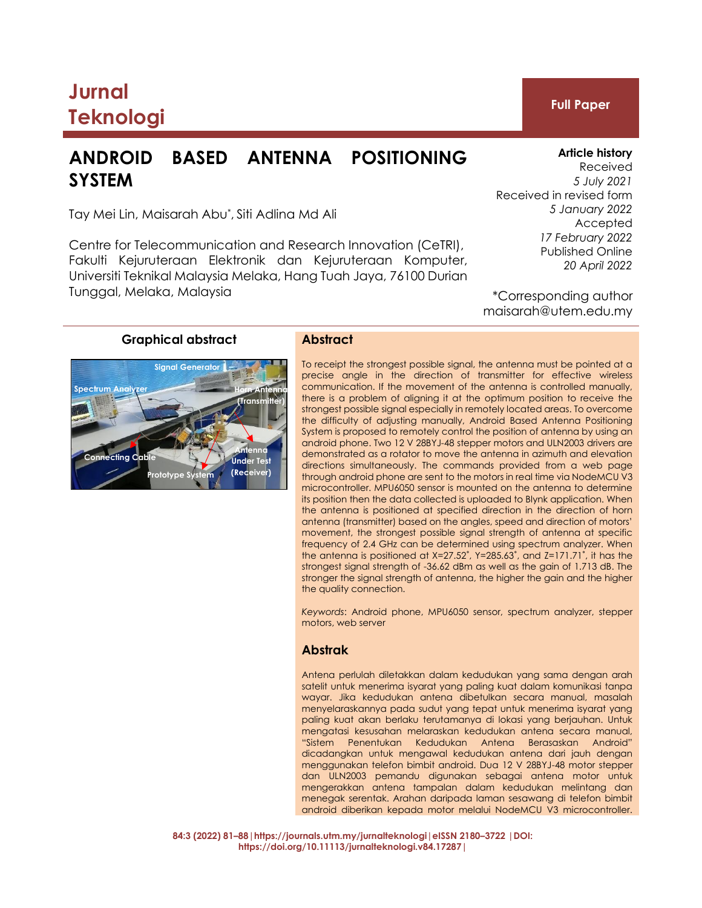Jurnal Teknologi

**Full Paper**

# ANDROID BASED ANTENNA POSITIONING SYSTEM

Tay Mei Lin, Maisarah Abu*, Siti Adlina Md Ali

Centre for Telecommunication and Research Innovation (CeTRI), Fakulti Kejuruteraan Elektronik dan Kejuruteraan Komputer, Universiti Teknikal Malaysia Melaka, Hang Tuah Jaya, 76100 Durian Tunggal, Melaka, Malaysia

**Article history**

Received
*5 July 2021*
Received in revised form
*5 January 2022*
Accepted
*17 February 2022*
Published Online
*20 April 2022*

*Corresponding author
maisarah@utem.edu.my

## Graphical abstract

## Abstract

To receipt the strongest possible signal, the antenna must be pointed at a precise angle in the direction of transmitter for effective wireless communication. If the movement of the antenna is controlled manually, there is a problem of aligning it at the optimum position to receive the strongest possible signal especially in remotely located areas. To overcome the difficulty of adjusting manually, Android Based Antenna Positioning System is proposed to remotely control the position of antenna by using an android phone. Two 12 V 28BYJ-48 stepper motors and ULN2003 drivers are demonstrated as a rotator to move the antenna in azimuth and elevation directions simultaneously. The commands provided from a web page through android phone are sent to the motors in real time via NodeMCU V3 microcontroller. MPU6050 sensor is mounted on the antenna to determine its position then the data collected is uploaded to Blynk application. When the antenna is positioned at specified direction in the direction of horn antenna (transmitter) based on the angles, speed and direction of motors' movement, the strongest possible signal strength of antenna at specific frequency of 2.4 GHz can be determined using spectrum analyzer. When the antenna is positioned at X=27.52˚, Y=285.63˚, and Z=171.71˚, it has the strongest signal strength of -36.62 dBm as well as the gain of 1.713 dB. The stronger the signal strength of antenna, the higher the gain and the higher the quality connection.

*Keywords*: Android phone, MPU6050 sensor, spectrum analyzer, stepper motors, web server

## Abstrak

Antena perlulah diletakkan dalam kedudukan yang sama dengan arah satelit untuk menerima isyarat yang paling kuat dalam komunikasi tanpa wayar. Jika kedudukan antena dibetulkan secara manual, masalah menyelaraskannya pada sudut yang tepat untuk menerima isyarat yang paling kuat akan berlaku terutamanya di lokasi yang berjauhan. Untuk mengatasi kesusahan melaraskan kedudukan antena secara manual, "Sistem Penentukan Kedudukan Antena Berasaskan Android" dicadangkan untuk mengawal kedudukan antena dari jauh dengan menggunakan telefon bimbit android. Dua 12 V 28BYJ-48 motor stepper dan ULN2003 pemandu digunakan sebagai antena motor untuk mengerakkan antena tampalan dalam kedudukan melintang dan menegak serentak. Arahan daripada laman sesawang di telefon bimbit android diberikan kepada motor melalui NodeMCU V3 microcontroller.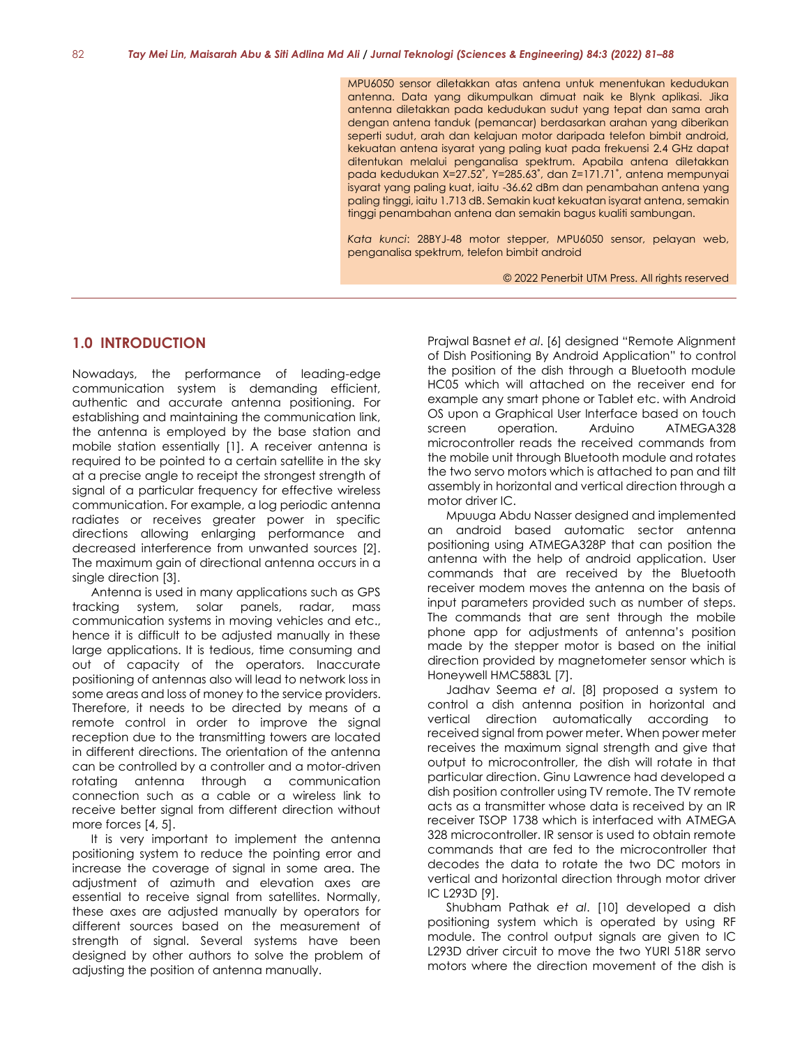MPU6050 sensor diletakkan atas antena untuk menentukan kedudukan antenna. Data yang dikumpulkan dimuat naik ke Blynk aplikasi. Jika antenna diletakkan pada kedudukan sudut yang tepat dan sama arah dengan antena tanduk (pemancar) berdasarkan arahan yang diberikan seperti sudut, arah dan kelajuan motor daripada telefon bimbit android, kekuatan antena isyarat yang paling kuat pada frekuensi 2.4 GHz dapat ditentukan melalui penganalisa spektrum. Apabila antena diletakkan pada kedudukan X=27.52˚, Y=285.63˚, dan Z=171.71˚, antena mempunyai isyarat yang paling kuat, iaitu -36.62 dBm dan penambahan antena yang paling tinggi, iaitu 1.713 dB. Semakin kuat kekuatan isyarat antena, semakin tinggi penambahan antena dan semakin bagus kualiti sambungan.

*Kata kunci*: 28BYJ-48 motor stepper, MPU6050 sensor, pelayan web, penganalisa spektrum, telefon bimbit android

© 2022 Penerbit UTM Press. All rights reserved

## 1.0 INTRODUCTION

Nowadays, the performance of leading-edge communication system is demanding efficient, authentic and accurate antenna positioning. For establishing and maintaining the communication link, the antenna is employed by the base station and mobile station essentially [1]. A receiver antenna is required to be pointed to a certain satellite in the sky at a precise angle to receipt the strongest strength of signal of a particular frequency for effective wireless communication. For example, a log periodic antenna radiates or receives greater power in specific directions allowing enlarging performance and decreased interference from unwanted sources [2]. The maximum gain of directional antenna occurs in a single direction [3].

Antenna is used in many applications such as GPS tracking system, solar panels, radar, mass communication systems in moving vehicles and etc., hence it is difficult to be adjusted manually in these large applications. It is tedious, time consuming and out of capacity of the operators. Inaccurate positioning of antennas also will lead to network loss in some areas and loss of money to the service providers. Therefore, it needs to be directed by means of a remote control in order to improve the signal reception due to the transmitting towers are located in different directions. The orientation of the antenna can be controlled by a controller and a motor-driven rotating antenna through a communication connection such as a cable or a wireless link to receive better signal from different direction without more forces [4, 5].

It is very important to implement the antenna positioning system to reduce the pointing error and increase the coverage of signal in some area. The adjustment of azimuth and elevation axes are essential to receive signal from satellites. Normally, these axes are adjusted manually by operators for different sources based on the measurement of strength of signal. Several systems have been designed by other authors to solve the problem of adjusting the position of antenna manually.

Prajwal Basnet *et al*. [6] designed "Remote Alignment of Dish Positioning By Android Application" to control the position of the dish through a Bluetooth module HC05 which will attached on the receiver end for example any smart phone or Tablet etc. with Android OS upon a Graphical User Interface based on touch screen operation. Arduino ATMEGA328 microcontroller reads the received commands from the mobile unit through Bluetooth module and rotates the two servo motors which is attached to pan and tilt assembly in horizontal and vertical direction through a motor driver IC.

Mpuuga Abdu Nasser designed and implemented an android based automatic sector antenna positioning using ATMEGA328P that can position the antenna with the help of android application. User commands that are received by the Bluetooth receiver modem moves the antenna on the basis of input parameters provided such as number of steps. The commands that are sent through the mobile phone app for adjustments of antenna's position made by the stepper motor is based on the initial direction provided by magnetometer sensor which is Honeywell HMC5883L [7].

Jadhav Seema *et al*. [8] proposed a system to control a dish antenna position in horizontal and vertical direction automatically according to received signal from power meter. When power meter receives the maximum signal strength and give that output to microcontroller, the dish will rotate in that particular direction. Ginu Lawrence had developed a dish position controller using TV remote. The TV remote acts as a transmitter whose data is received by an IR receiver TSOP 1738 which is interfaced with ATMEGA 328 microcontroller. IR sensor is used to obtain remote commands that are fed to the microcontroller that decodes the data to rotate the two DC motors in vertical and horizontal direction through motor driver IC L293D [9].

Shubham Pathak *et al*. [10] developed a dish positioning system which is operated by using RF module. The control output signals are given to IC L293D driver circuit to move the two YURI 518R servo motors where the direction movement of the dish is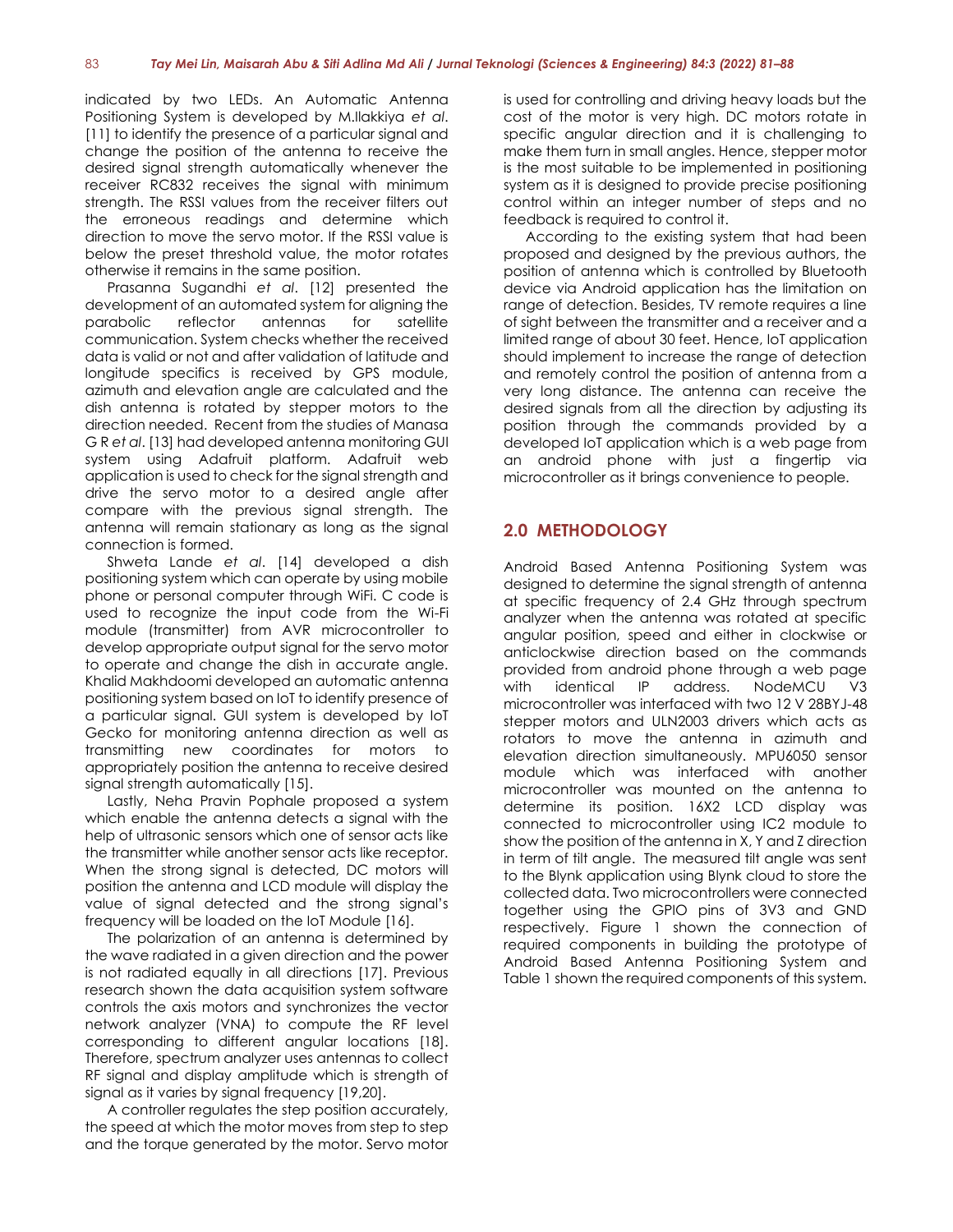indicated by two LEDs. An Automatic Antenna Positioning System is developed by M.Ilakkiya *et al*. [11] to identify the presence of a particular signal and change the position of the antenna to receive the desired signal strength automatically whenever the receiver RC832 receives the signal with minimum strength. The RSSI values from the receiver filters out the erroneous readings and determine which direction to move the servo motor. If the RSSI value is below the preset threshold value, the motor rotates otherwise it remains in the same position.

Prasanna Sugandhi *et al*. [12] presented the development of an automated system for aligning the parabolic reflector antennas for satellite communication. System checks whether the received data is valid or not and after validation of latitude and longitude specifics is received by GPS module, azimuth and elevation angle are calculated and the dish antenna is rotated by stepper motors to the direction needed. Recent from the studies of Manasa G R *et al*. [13] had developed antenna monitoring GUI system using Adafruit platform. Adafruit web application is used to check for the signal strength and drive the servo motor to a desired angle after compare with the previous signal strength. The antenna will remain stationary as long as the signal connection is formed.

Shweta Lande *et al*. [14] developed a dish positioning system which can operate by using mobile phone or personal computer through WiFi. C code is used to recognize the input code from the Wi-Fi module (transmitter) from AVR microcontroller to develop appropriate output signal for the servo motor to operate and change the dish in accurate angle. Khalid Makhdoomi developed an automatic antenna positioning system based on IoT to identify presence of a particular signal. GUI system is developed by IoT Gecko for monitoring antenna direction as well as transmitting new coordinates for motors to appropriately position the antenna to receive desired signal strength automatically [15].

Lastly, Neha Pravin Pophale proposed a system which enable the antenna detects a signal with the help of ultrasonic sensors which one of sensor acts like the transmitter while another sensor acts like receptor. When the strong signal is detected, DC motors will position the antenna and LCD module will display the value of signal detected and the strong signal's frequency will be loaded on the IoT Module [16].

The polarization of an antenna is determined by the wave radiated in a given direction and the power is not radiated equally in all directions [17]. Previous research shown the data acquisition system software controls the axis motors and synchronizes the vector network analyzer (VNA) to compute the RF level corresponding to different angular locations [18]. Therefore, spectrum analyzer uses antennas to collect RF signal and display amplitude which is strength of signal as it varies by signal frequency [19,20].

A controller regulates the step position accurately, the speed at which the motor moves from step to step and the torque generated by the motor. Servo motor is used for controlling and driving heavy loads but the cost of the motor is very high. DC motors rotate in specific angular direction and it is challenging to make them turn in small angles. Hence, stepper motor is the most suitable to be implemented in positioning system as it is designed to provide precise positioning control within an integer number of steps and no feedback is required to control it.

According to the existing system that had been proposed and designed by the previous authors, the position of antenna which is controlled by Bluetooth device via Android application has the limitation on range of detection. Besides, TV remote requires a line of sight between the transmitter and a receiver and a limited range of about 30 feet. Hence, IoT application should implement to increase the range of detection and remotely control the position of antenna from a very long distance. The antenna can receive the desired signals from all the direction by adjusting its position through the commands provided by a developed IoT application which is a web page from an android phone with just a fingertip via microcontroller as it brings convenience to people.

## 2.0 METHODOLOGY

Android Based Antenna Positioning System was designed to determine the signal strength of antenna at specific frequency of 2.4 GHz through spectrum analyzer when the antenna was rotated at specific angular position, speed and either in clockwise or anticlockwise direction based on the commands provided from android phone through a web page with identical IP address. NodeMCU V3 microcontroller was interfaced with two 12 V 28BYJ-48 stepper motors and ULN2003 drivers which acts as rotators to move the antenna in azimuth and elevation direction simultaneously. MPU6050 sensor module which was interfaced with another microcontroller was mounted on the antenna to determine its position. 16X2 LCD display was connected to microcontroller using IC2 module to show the position of the antenna in X, Y and Z direction in term of tilt angle. The measured tilt angle was sent to the Blynk application using Blynk cloud to store the collected data. Two microcontrollers were connected together using the GPIO pins of 3V3 and GND respectively. Figure 1 shown the connection of required components in building the prototype of Android Based Antenna Positioning System and Table 1 shown the required components of this system.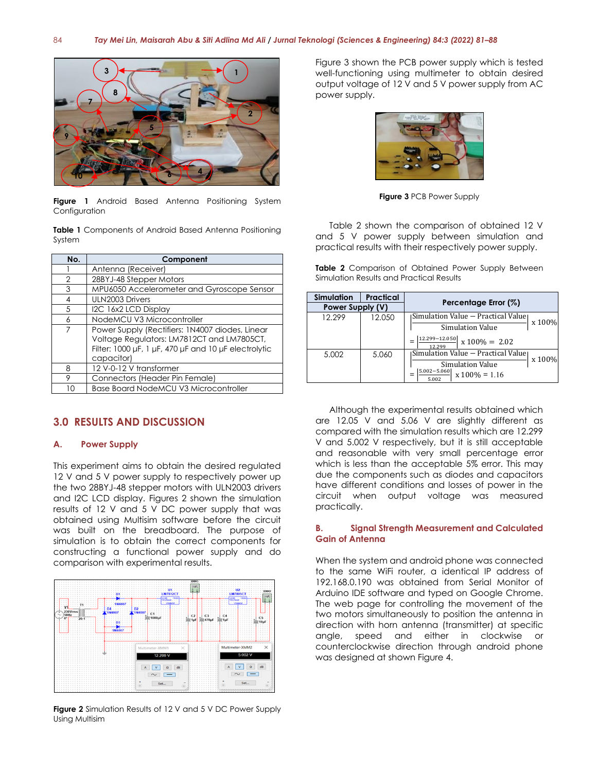Figure 1 Android Based Antenna Positioning System Configuration

**Table 1** Components of Android Based Antenna Positioning System

| No. | Component |
|---|---|
| 1 | Antenna (Receiver) |
| 2 | 28BYJ-48 Stepper Motors |
| 3 | MPU6050 Accelerometer and Gyroscope Sensor |
| 4 | ULN2003 Drivers |
| 5 | I2C 16x2 LCD Display |
| 6 | NodeMCU V3 Microcontroller |
| 7 | Power Supply (Rectifiers: 1N4007 diodes, Linear Voltage Regulators: LM7812CT and LM7805CT, Filter: 1000 µF, 1 µF, 470 µF and 10 µF electrolytic capacitor) |
| 8 | 12 V-0-12 V transformer |
| 9 | Connectors (Header Pin Female) |
| 10 | Base Board NodeMCU V3 Microcontroller |

## 3.0 RESULTS AND DISCUSSION

### A. Power Supply

This experiment aims to obtain the desired regulated 12 V and 5 V power supply to respectively power up the two 28BYJ-48 stepper motors with ULN2003 drivers and I2C LCD display. Figures 2 shown the simulation results of 12 V and 5 V DC power supply that was obtained using Multisim software before the circuit was built on the breadboard. The purpose of simulation is to obtain the correct components for constructing a functional power supply and do comparison with experimental results.

**Figure 2** Simulation Results of 12 V and 5 V DC Power Supply Using Multisim

Figure 3 shown the PCB power supply which is tested well-functioning using multimeter to obtain desired output voltage of 12 V and 5 V power supply from AC power supply.

**Figure 3** PCB Power Supply

Table 2 shown the comparison of obtained 12 V and 5 V power supply between simulation and practical results with their respectively power supply.

**Table 2** Comparison of Obtained Power Supply Between Simulation Results and Practical Results

| Simulation | Practical | Percentage Error (%) |
|---|---|---|
| Power Supply (V) | | |
| 12.299 | 12.050 | $\left\lvert\frac{\text{Simulation Value} - \text{Practical Value}}{\text{Simulation Value}}\right\rvert \text{ x } 100\%$ $= \left\lvert\frac{12.299-12.050}{12.299}\right\rvert \text{ x } 100\% = 2.02$ |
| 5.002 | 5.060 | $\left\lvert\frac{\text{Simulation Value} - \text{Practical Value}}{\text{Simulation Value}}\right\rvert \text{ x } 100\%$ $= \left\lvert\frac{5.002-5.060}{5.002}\right\rvert \text{ x } 100\% = 1.16$ |

Although the experimental results obtained which are 12.05 V and 5.06 V are slightly different as compared with the simulation results which are 12.299 V and 5.002 V respectively, but it is still acceptable and reasonable with very small percentage error which is less than the acceptable 5% error. This may due the components such as diodes and capacitors have different conditions and losses of power in the circuit when output voltage was measured practically.

### B. Signal Strength Measurement and Calculated Gain of Antenna

When the system and android phone was connected to the same WiFi router, a identical IP address of 192.168.0.190 was obtained from Serial Monitor of Arduino IDE software and typed on Google Chrome. The web page for controlling the movement of the two motors simultaneously to position the antenna in direction with horn antenna (transmitter) at specific angle, speed and either in clockwise or counterclockwise direction through android phone was designed at shown Figure 4.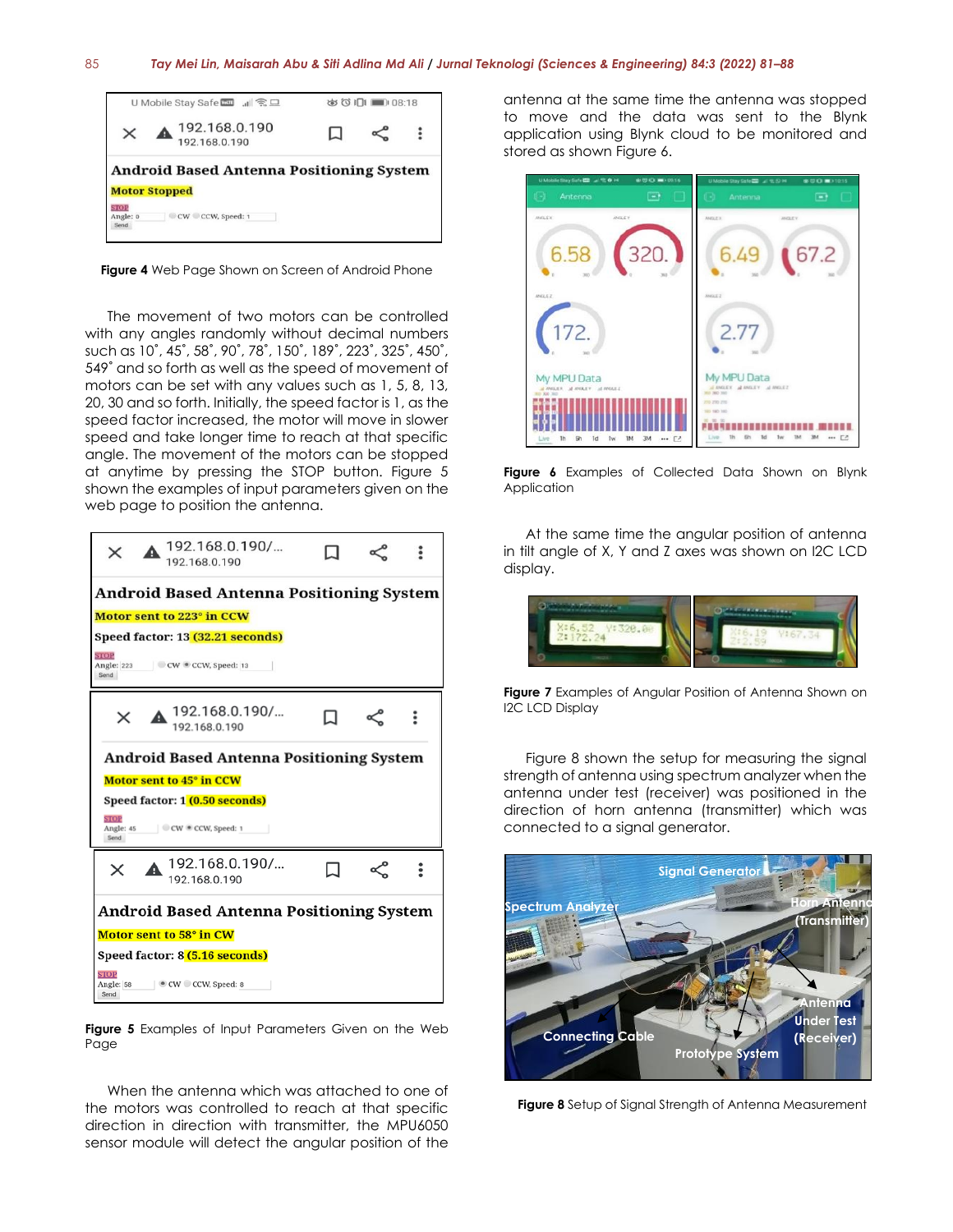**Figure 4** Web Page Shown on Screen of Android Phone

The movement of two motors can be controlled with any angles randomly without decimal numbers such as 10˚, 45˚, 58˚, 90˚, 78˚, 150˚, 189˚, 223˚, 325˚, 450˚, 549˚ and so forth as well as the speed of movement of motors can be set with any values such as 1, 5, 8, 13, 20, 30 and so forth. Initially, the speed factor is 1, as the speed factor increased, the motor will move in slower speed and take longer time to reach at that specific angle. The movement of the motors can be stopped at anytime by pressing the STOP button. Figure 5 shown the examples of input parameters given on the web page to position the antenna.

**Figure 5** Examples of Input Parameters Given on the Web Page

When the antenna which was attached to one of the motors was controlled to reach at that specific direction in direction with transmitter, the MPU6050 sensor module will detect the angular position of the antenna at the same time the antenna was stopped to move and the data was sent to the Blynk application using Blynk cloud to be monitored and stored as shown Figure 6.

**Figure 6** Examples of Collected Data Shown on Blynk Application

At the same time the angular position of antenna in tilt angle of X, Y and Z axes was shown on I2C LCD display.

**Figure 7** Examples of Angular Position of Antenna Shown on I2C LCD Display

Figure 8 shown the setup for measuring the signal strength of antenna using spectrum analyzer when the antenna under test (receiver) was positioned in the direction of horn antenna (transmitter) which was connected to a signal generator.

**Figure 8** Setup of Signal Strength of Antenna Measurement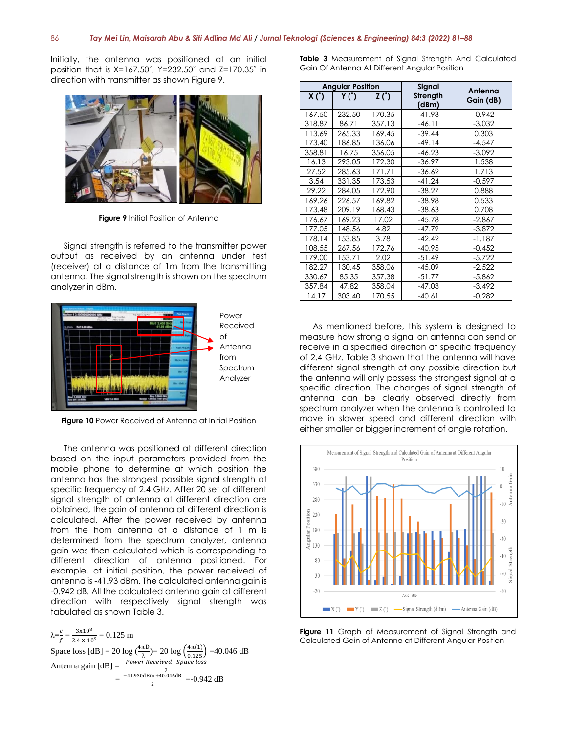Initially, the antenna was positioned at an initial position that is X=167.50˚, Y=232.50˚ and Z=170.35˚ in direction with transmitter as shown Figure 9.

**Figure 9** Initial Position of Antenna

Signal strength is referred to the transmitter power output as received by an antenna under test (receiver) at a distance of 1m from the transmitting antenna. The signal strength is shown on the spectrum analyzer in dBm.

Power Received of Antenna from Spectrum Analyzer

**Figure 10** Power Received of Antenna at Initial Position

The antenna was positioned at different direction based on the input parameters provided from the mobile phone to determine at which position the antenna has the strongest possible signal strength at specific frequency of 2.4 GHz. After 20 set of different signal strength of antenna at different direction are obtained, the gain of antenna at different direction is calculated. After the power received by antenna from the horn antenna at a distance of 1 m is determined from the spectrum analyzer, antenna gain was then calculated which is corresponding to different direction of antenna positioned. For example, at initial position, the power received of antenna is -41.93 dBm. The calculated antenna gain is -0.942 dB. All the calculated antenna gain at different direction with respectively signal strength was tabulated as shown Table 3.

$$\lambda = \frac{c}{f} = \frac{3\text{x}10^8}{2.4 \times 10^9} = 0.125 \text{ m}$$

$$\text{Space loss [dB]} = 20 \log \left(\frac{4\pi D}{\lambda}\right) = 20 \log \left(\frac{4\pi(1)}{0.125}\right) = 40.046 \text{ dB}$$

$$\text{Antenna gain [dB]} = \frac{\textit{Power Received} + \textit{Space loss}}{2}$$

$$= \frac{-41.930\text{dBm} + 40.046\text{dB}}{2} = -0.942 \text{ dB}$$

**Table 3** Measurement of Signal Strength And Calculated Gain Of Antenna At Different Angular Position

| Angular Position | | | Signal Strength (dBm) | Antenna Gain (dB) |
|---|---|---|---|---|
| X (˚) | Y (˚) | Z (˚) | | |
| 167.50 | 232.50 | 170.35 | -41.93 | -0.942 |
| 318.87 | 86.71 | 357.13 | -46.11 | -3.032 |
| 113.69 | 265.33 | 169.45 | -39.44 | 0.303 |
| 173.40 | 186.85 | 136.06 | -49.14 | -4.547 |
| 358.81 | 16.75 | 356.05 | -46.23 | -3.092 |
| 16.13 | 293.05 | 172.30 | -36.97 | 1.538 |
| 27.52 | 285.63 | 171.71 | -36.62 | 1.713 |
| 3.54 | 331.35 | 173.53 | -41.24 | -0.597 |
| 29.22 | 284.05 | 172.90 | -38.27 | 0.888 |
| 169.26 | 226.57 | 169.82 | -38.98 | 0.533 |
| 173.48 | 209.19 | 168.43 | -38.63 | 0.708 |
| 176.67 | 169.23 | 17.02 | -45.78 | -2.867 |
| 177.05 | 148.56 | 4.82 | -47.79 | -3.872 |
| 178.14 | 153.85 | 3.78 | -42.42 | -1.187 |
| 108.55 | 267.56 | 172.76 | -40.95 | -0.452 |
| 179.00 | 153.71 | 2.02 | -51.49 | -5.722 |
| 182.27 | 130.45 | 358.06 | -45.09 | -2.522 |
| 330.67 | 85.35 | 357.38 | -51.77 | -5.862 |
| 357.84 | 47.82 | 358.04 | -47.03 | -3.492 |
| 14.17 | 303.40 | 170.55 | -40.61 | -0.282 |

As mentioned before, this system is designed to measure how strong a signal an antenna can send or receive in a specified direction at specific frequency of 2.4 GHz. Table 3 shown that the antenna will have different signal strength at any possible direction but the antenna will only possess the strongest signal at a specific direction. The changes of signal strength of antenna can be clearly observed directly from spectrum analyzer when the antenna is controlled to move in slower speed and different direction with either smaller or bigger increment of angle rotation.

**Figure 11** Graph of Measurement of Signal Strength and Calculated Gain of Antenna at Different Angular Position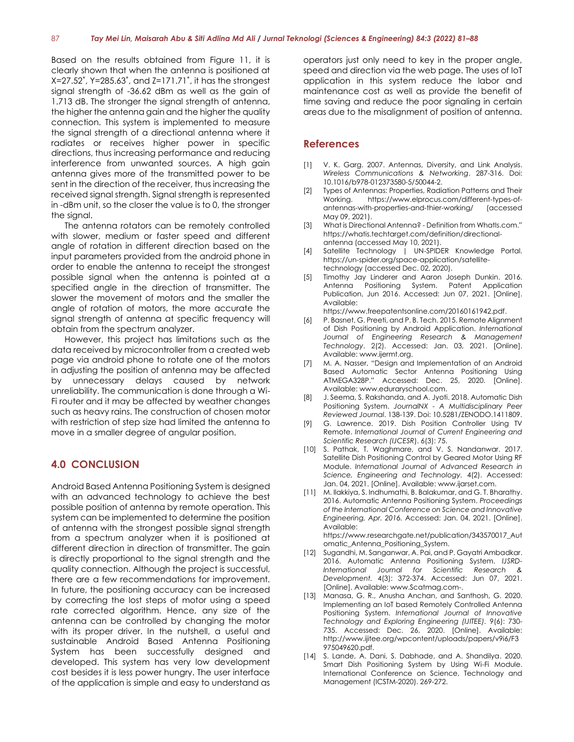Based on the results obtained from Figure 11, it is clearly shown that when the antenna is positioned at X=27.52˚, Y=285.63˚, and Z=171.71˚, it has the strongest signal strength of -36.62 dBm as well as the gain of 1.713 dB. The stronger the signal strength of antenna, the higher the antenna gain and the higher the quality connection. This system is implemented to measure the signal strength of a directional antenna where it radiates or receives higher power in specific directions, thus increasing performance and reducing interference from unwanted sources. A high gain antenna gives more of the transmitted power to be sent in the direction of the receiver, thus increasing the received signal strength. Signal strength is represented in -dBm unit, so the closer the value is to 0, the stronger the signal.

The antenna rotators can be remotely controlled with slower, medium or faster speed and different angle of rotation in different direction based on the input parameters provided from the android phone in order to enable the antenna to receipt the strongest possible signal when the antenna is pointed at a specified angle in the direction of transmitter. The slower the movement of motors and the smaller the angle of rotation of motors, the more accurate the signal strength of antenna at specific frequency will obtain from the spectrum analyzer.

However, this project has limitations such as the data received by microcontroller from a created web page via android phone to rotate one of the motors in adjusting the position of antenna may be affected by unnecessary delays caused by network unreliability. The communication is done through a Wi-Fi router and it may be affected by weather changes such as heavy rains. The construction of chosen motor with restriction of step size had limited the antenna to move in a smaller degree of angular position.

## 4.0 CONCLUSION

Android Based Antenna Positioning System is designed with an advanced technology to achieve the best possible position of antenna by remote operation. This system can be implemented to determine the position of antenna with the strongest possible signal strength from a spectrum analyzer when it is positioned at different direction in direction of transmitter. The gain is directly proportional to the signal strength and the quality connection. Although the project is successful, there are a few recommendations for improvement. In future, the positioning accuracy can be increased by correcting the lost steps of motor using a speed rate corrected algorithm. Hence, any size of the antenna can be controlled by changing the motor with its proper driver. In the nutshell, a useful and sustainable Android Based Antenna Positioning System has been successfully designed and developed. This system has very low development cost besides it is less power hungry. The user interface of the application is simple and easy to understand as operators just only need to key in the proper angle, speed and direction via the web page. The uses of IoT application in this system reduce the labor and maintenance cost as well as provide the benefit of time saving and reduce the poor signaling in certain areas due to the misalignment of position of antenna.

## References

[1] V. K. Garg. 2007. Antennas, Diversity, and Link Analysis. *Wireless Communications & Networking*. 287-316. Doi: 10.1016/b978-012373580-5/50044-2.

[2] Types of Antennas: Properties, Radiation Patterns and Their Working. https://www.elprocus.com/different-types-of-antennas-with-properties-and-thier-working/ (accessed May 09, 2021).

[3] What is Directional Antenna? - Definition from WhatIs.com." https://whatis.techtarget.com/definition/directional-antenna (accessed May 10, 2021).

[4] Satellite Technology | UN-SPIDER Knowledge Portal. https://un-spider.org/space-application/satellite-technology (accessed Dec. 02, 2020).

[5] Timothy Jay Linderer and Aaron Joseph Dunkin. 2016. Antenna Positioning System. Patent Application Publication, Jun 2016. Accessed: Jun 07, 2021. [Online]. Available: https://www.freepatentsonline.com/20160161942.pdf.

[6] P. Basnet, G. Preeti, and P. B. Tech. 2015. Remote Alignment of Dish Positioning by Android Application. *International Journal of Engineering Research & Management Technology*. 2(2). Accessed: Jan. 03, 2021. [Online]. Available: www.ijermt.org.

[7] M. A. Nasser, "Design and Implementation of an Android Based Automatic Sector Antenna Positioning Using ATMEGA328P." Accessed: Dec. 25, 2020. [Online]. Available: www.eduraryschool.com.

[8] J. Seema, S. Rakshanda, and A. Jyoti. 2018. Automatic Dish Positioning System. *JournalNX - A Multidisciplinary Peer Reviewed Journal*. 138-139. Doi: 10.5281/ZENODO.1411809.

[9] G. Lawrence. 2019. Dish Position Controller Using TV Remote. *International Journal of Current Engineering and Scientific Research (IJCESR)*. 6(3): 75.

[10] S. Pathak, T. Waghmare, and V. S. Nandanwar. 2017. Satellite Dish Positioning Control by Geared Motor Using RF Module. *International Journal of Advanced Research in Science, Engineering and Technology*. 4(2). Accessed: Jan. 04, 2021. [Online]. Available: www.ijarset.com.

[11] M. Ilakkiya, S. Indhumathi, B. Balakumar, and G. T. Bharathy. 2016. Automatic Antenna Positioning System. *Proceedings of the International Conference on Science and Innovative Engineering, Apr. 2016.* Accessed: Jan. 04, 2021. [Online]. Available: https://www.researchgate.net/publication/343570017_Automatic_Antenna_Positioning_System.

[12] Sugandhi, M. Sanganwar, A. Pai, and P. Gayatri Ambadkar. 2016. Automatic Antenna Positioning System. *IJSRD-International Journal for Scientific Research & Development.* 4(3): 372-374. Accessed: Jun 07, 2021. [Online]. Available: www.Scatmag.com-.

[13] Manasa, G. R., Anusha Anchan, and Santhosh, G. 2020. Implementing an IoT based Remotely Controlled Antenna Positioning System. *International Journal of Innovative Technology and Exploring Engineering (IJITEE)*. 9(6): 730-735. Accessed: Dec. 26, 2020. [Online]. Available: http://www.ijitee.org/wpcontent/uploads/papers/v9i6/F3975049620.pdf.

[14] S. Lande, A. Dani, S. Dabhade, and A. Shandilya. 2020. Smart Dish Positioning System by Using Wi-Fi Module. International Conference on Science, Technology and Management (ICSTM-2020). 269-272.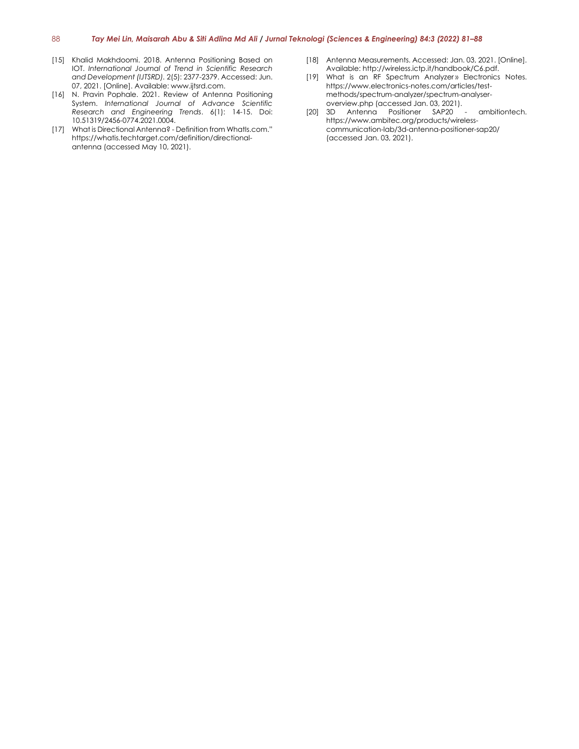[15] Khalid Makhdoomi. 2018. Antenna Positioning Based on IOT. *International Journal of Trend in Scientific Research and Development (IJTSRD)*. 2(5): 2377-2379. Accessed: Jun. 07, 2021. [Online]. Available: www.ijtsrd.com.

[16] N. Pravin Pophale. 2021. Review of Antenna Positioning System. *International Journal of Advance Scientific Research and Engineering Trends*. 6(1): 14-15. Doi: 10.51319/2456-0774.2021.0004.

[17] What is Directional Antenna? - Definition from WhatIs.com." https://whatis.techtarget.com/definition/directional-antenna (accessed May 10, 2021).

[18] Antenna Measurements. Accessed: Jan. 03, 2021. [Online]. Available: http://wireless.ictp.it/handbook/C6.pdf.

[19] What is an RF Spectrum Analyzer » Electronics Notes. https://www.electronics-notes.com/articles/test-methods/spectrum-analyzer/spectrum-analyser-overview.php (accessed Jan. 03, 2021).

[20] 3D Antenna Positioner SAP20 - ambitiontech. https://www.ambitec.org/products/wireless-communication-lab/3d-antenna-positioner-sap20/ (accessed Jan. 03, 2021).